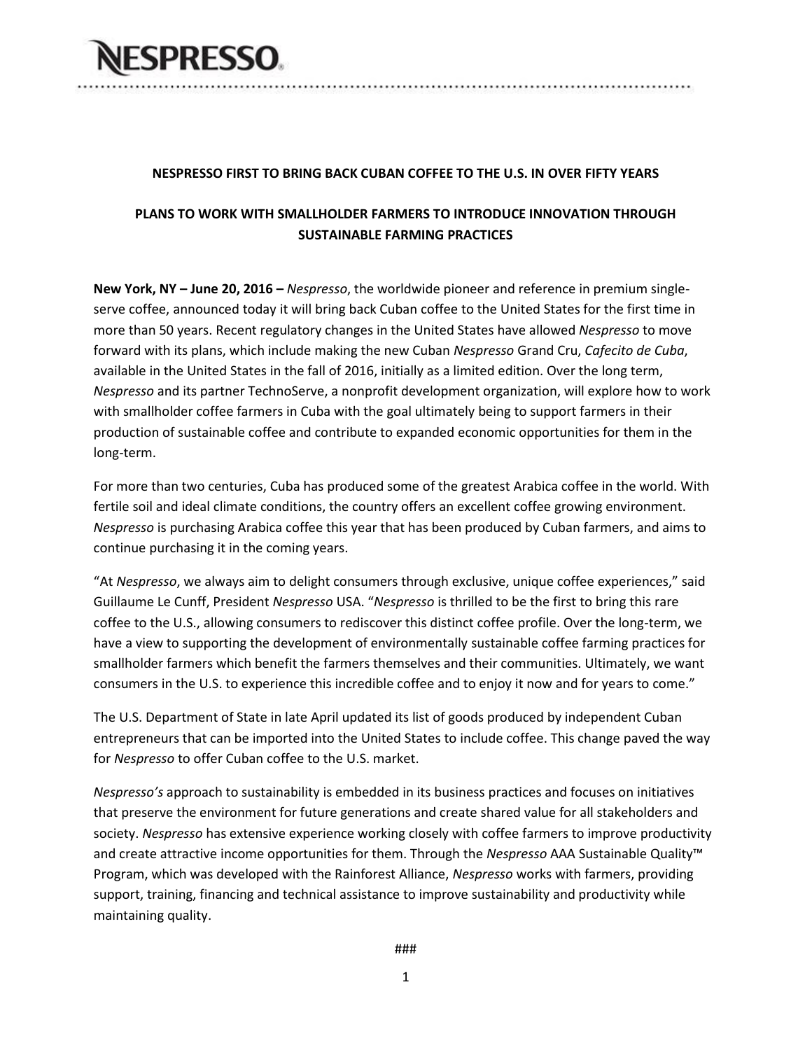NESPRESSO

## NESPRESSO FIRST TO BRING BACK CUBAN COFFEE TO THE U.S. IN OVER FIFTY YEARS

## PLANS TO WORK WITH SMALLHOLDER FARMERS TO INTRODUCE INNOVATION THROUGH SUSTAINABLE FARMING PRACTICES

**New York, NY – June 20, 2016 –** *Nespresso*, the worldwide pioneer and reference in premium single-serve coffee, announced today it will bring back Cuban coffee to the United States for the first time in more than 50 years. Recent regulatory changes in the United States have allowed *Nespresso* to move forward with its plans, which include making the new Cuban *Nespresso* Grand Cru, *Cafecito de Cuba*, available in the United States in the fall of 2016, initially as a limited edition. Over the long term, *Nespresso* and its partner TechnoServe, a nonprofit development organization, will explore how to work with smallholder coffee farmers in Cuba with the goal ultimately being to support farmers in their production of sustainable coffee and contribute to expanded economic opportunities for them in the long-term.

For more than two centuries, Cuba has produced some of the greatest Arabica coffee in the world. With fertile soil and ideal climate conditions, the country offers an excellent coffee growing environment. *Nespresso* is purchasing Arabica coffee this year that has been produced by Cuban farmers, and aims to continue purchasing it in the coming years.

"At *Nespresso*, we always aim to delight consumers through exclusive, unique coffee experiences," said Guillaume Le Cunff, President *Nespresso* USA. "*Nespresso* is thrilled to be the first to bring this rare coffee to the U.S., allowing consumers to rediscover this distinct coffee profile. Over the long-term, we have a view to supporting the development of environmentally sustainable coffee farming practices for smallholder farmers which benefit the farmers themselves and their communities. Ultimately, we want consumers in the U.S. to experience this incredible coffee and to enjoy it now and for years to come."

The U.S. Department of State in late April updated its list of goods produced by independent Cuban entrepreneurs that can be imported into the United States to include coffee. This change paved the way for *Nespresso* to offer Cuban coffee to the U.S. market.

*Nespresso's* approach to sustainability is embedded in its business practices and focuses on initiatives that preserve the environment for future generations and create shared value for all stakeholders and society. *Nespresso* has extensive experience working closely with coffee farmers to improve productivity and create attractive income opportunities for them. Through the *Nespresso* AAA Sustainable Quality™ Program, which was developed with the Rainforest Alliance, *Nespresso* works with farmers, providing support, training, financing and technical assistance to improve sustainability and productivity while maintaining quality.

###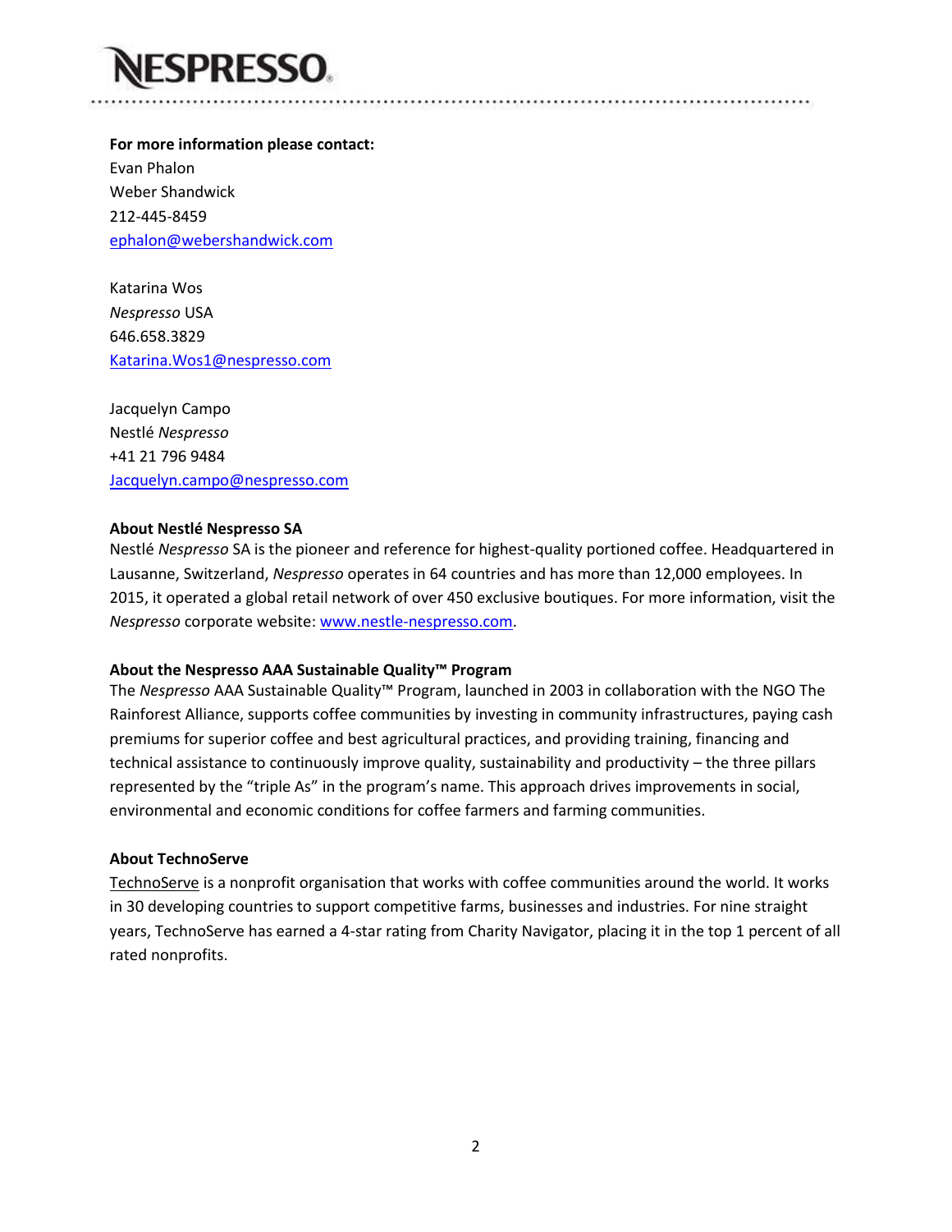**For more information please contact:**
Evan Phalon
Weber Shandwick
212-445-8459
ephalon@webershandwick.com

Katarina Wos
*Nespresso* USA
646.658.3829
Katarina.Wos1@nespresso.com

Jacquelyn Campo
Nestlé *Nespresso*
+41 21 796 9484
Jacquelyn.campo@nespresso.com

**About Nestlé Nespresso SA**
Nestlé *Nespresso* SA is the pioneer and reference for highest-quality portioned coffee. Headquartered in Lausanne, Switzerland, *Nespresso* operates in 64 countries and has more than 12,000 employees. In 2015, it operated a global retail network of over 450 exclusive boutiques. For more information, visit the *Nespresso* corporate website: www.nestle-nespresso.com.

**About the Nespresso AAA Sustainable Quality™ Program**
The *Nespresso* AAA Sustainable Quality™ Program, launched in 2003 in collaboration with the NGO The Rainforest Alliance, supports coffee communities by investing in community infrastructures, paying cash premiums for superior coffee and best agricultural practices, and providing training, financing and technical assistance to continuously improve quality, sustainability and productivity – the three pillars represented by the "triple As" in the program's name. This approach drives improvements in social, environmental and economic conditions for coffee farmers and farming communities.

**About TechnoServe**
TechnoServe is a nonprofit organisation that works with coffee communities around the world. It works in 30 developing countries to support competitive farms, businesses and industries. For nine straight years, TechnoServe has earned a 4-star rating from Charity Navigator, placing it in the top 1 percent of all rated nonprofits.